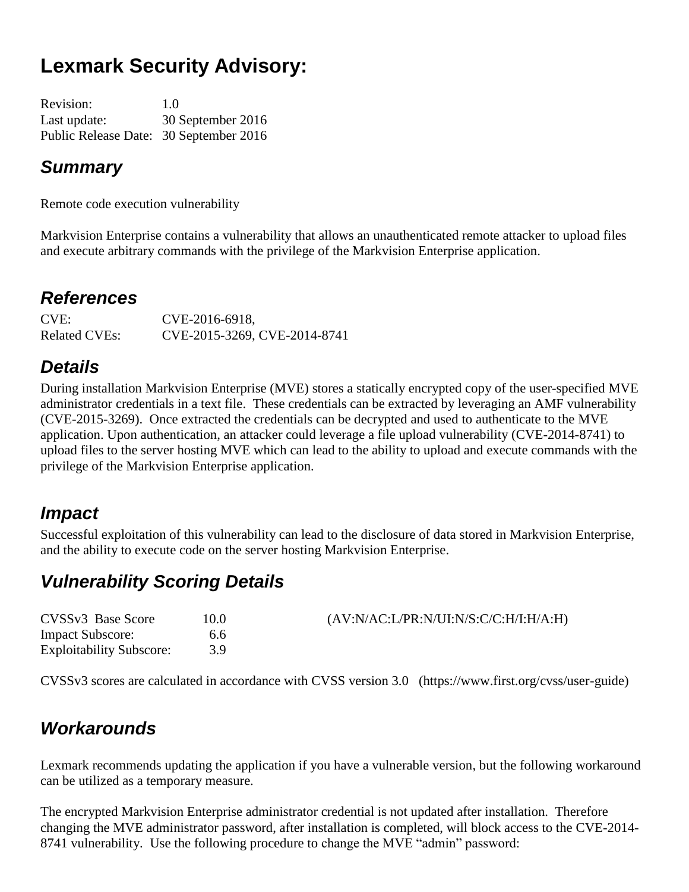# Lexmark Security Advisory:

Revision: 1.0
Last update: 30 September 2016
Public Release Date: 30 September 2016

## Summary

Remote code execution vulnerability

Markvision Enterprise contains a vulnerability that allows an unauthenticated remote attacker to upload files and execute arbitrary commands with the privilege of the Markvision Enterprise application.

## References

CVE: CVE-2016-6918,
Related CVEs: CVE-2015-3269, CVE-2014-8741

## Details

During installation Markvision Enterprise (MVE) stores a statically encrypted copy of the user-specified MVE administrator credentials in a text file. These credentials can be extracted by leveraging an AMF vulnerability (CVE-2015-3269). Once extracted the credentials can be decrypted and used to authenticate to the MVE application. Upon authentication, an attacker could leverage a file upload vulnerability (CVE-2014-8741) to upload files to the server hosting MVE which can lead to the ability to upload and execute commands with the privilege of the Markvision Enterprise application.

## Impact

Successful exploitation of this vulnerability can lead to the disclosure of data stored in Markvision Enterprise, and the ability to execute code on the server hosting Markvision Enterprise.

## Vulnerability Scoring Details

| | | |
|---|---|---|
| CVSSv3 Base Score | 10.0 | (AV:N/AC:L/PR:N/UI:N/S:C/C:H/I:H/A:H) |
| Impact Subscore: | 6.6 | |
| Exploitability Subscore: | 3.9 | |

CVSSv3 scores are calculated in accordance with CVSS version 3.0 (https://www.first.org/cvss/user-guide)

## Workarounds

Lexmark recommends updating the application if you have a vulnerable version, but the following workaround can be utilized as a temporary measure.

The encrypted Markvision Enterprise administrator credential is not updated after installation. Therefore changing the MVE administrator password, after installation is completed, will block access to the CVE-2014-8741 vulnerability. Use the following procedure to change the MVE "admin" password: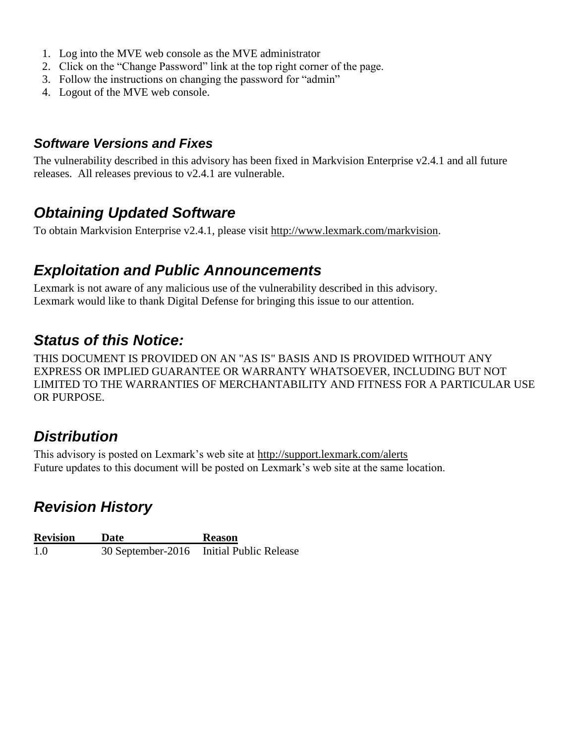1. Log into the MVE web console as the MVE administrator
2. Click on the "Change Password" link at the top right corner of the page.
3. Follow the instructions on changing the password for "admin"
4. Logout of the MVE web console.

### *Software Versions and Fixes*

The vulnerability described in this advisory has been fixed in Markvision Enterprise v2.4.1 and all future releases. All releases previous to v2.4.1 are vulnerable.

## *Obtaining Updated Software*

To obtain Markvision Enterprise v2.4.1, please visit http://www.lexmark.com/markvision.

## *Exploitation and Public Announcements*

Lexmark is not aware of any malicious use of the vulnerability described in this advisory.
Lexmark would like to thank Digital Defense for bringing this issue to our attention.

## *Status of this Notice:*

THIS DOCUMENT IS PROVIDED ON AN "AS IS" BASIS AND IS PROVIDED WITHOUT ANY EXPRESS OR IMPLIED GUARANTEE OR WARRANTY WHATSOEVER, INCLUDING BUT NOT LIMITED TO THE WARRANTIES OF MERCHANTABILITY AND FITNESS FOR A PARTICULAR USE OR PURPOSE.

## *Distribution*

This advisory is posted on Lexmark's web site at http://support.lexmark.com/alerts
Future updates to this document will be posted on Lexmark's web site at the same location.

## *Revision History*

| Revision | Date | Reason |
|---|---|---|
| 1.0 | 30 September-2016 | Initial Public Release |